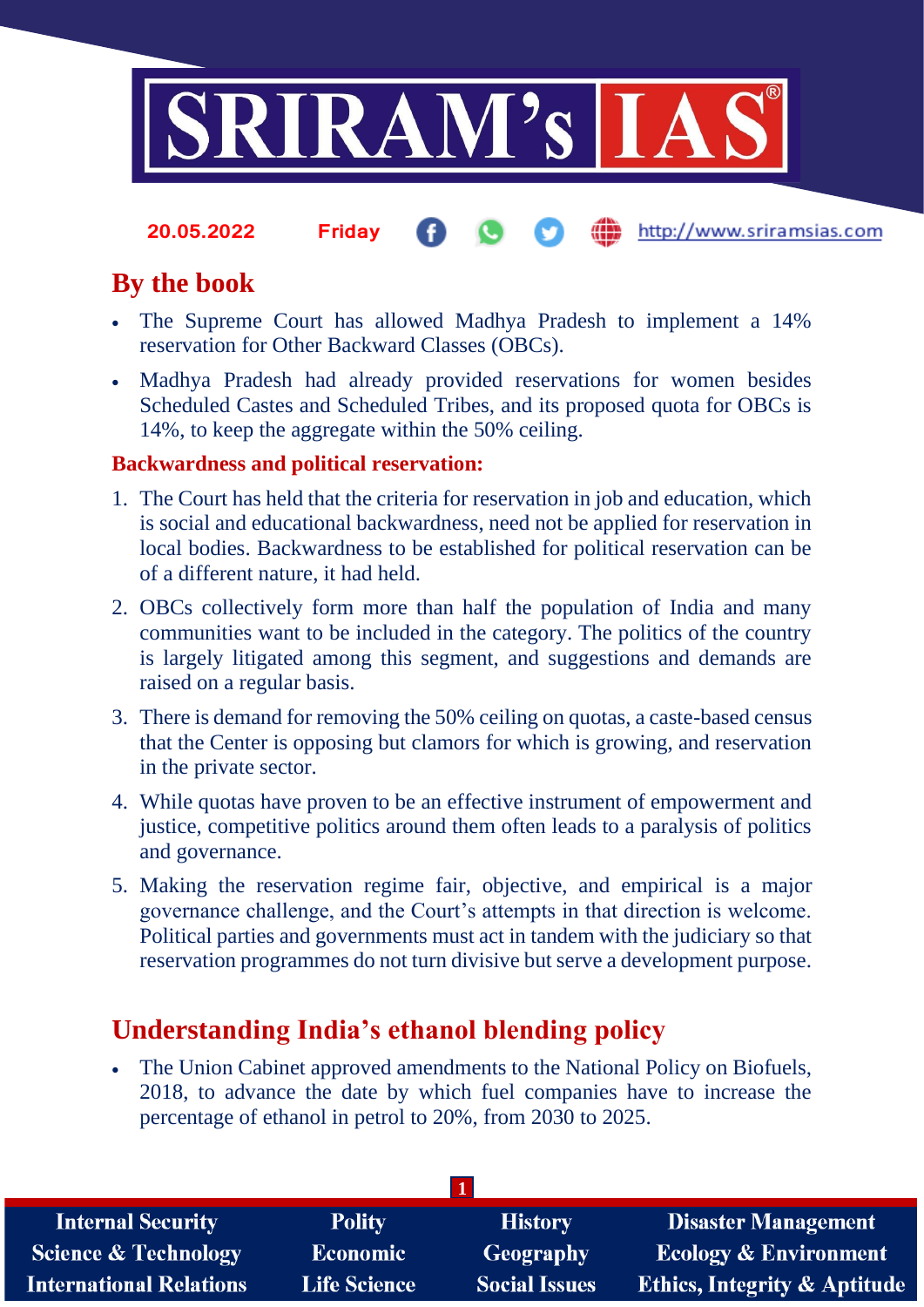20.05.2022 Friday

## By the book

- The Supreme Court has allowed Madhya Pradesh to implement a 14% reservation for Other Backward Classes (OBCs).
- Madhya Pradesh had already provided reservations for women besides Scheduled Castes and Scheduled Tribes, and its proposed quota for OBCs is 14%, to keep the aggregate within the 50% ceiling.

**Backwardness and political reservation:**

1. The Court has held that the criteria for reservation in job and education, which is social and educational backwardness, need not be applied for reservation in local bodies. Backwardness to be established for political reservation can be of a different nature, it had held.
2. OBCs collectively form more than half the population of India and many communities want to be included in the category. The politics of the country is largely litigated among this segment, and suggestions and demands are raised on a regular basis.
3. There is demand for removing the 50% ceiling on quotas, a caste-based census that the Center is opposing but clamors for which is growing, and reservation in the private sector.
4. While quotas have proven to be an effective instrument of empowerment and justice, competitive politics around them often leads to a paralysis of politics and governance.
5. Making the reservation regime fair, objective, and empirical is a major governance challenge, and the Court's attempts in that direction is welcome. Political parties and governments must act in tandem with the judiciary so that reservation programmes do not turn divisive but serve a development purpose.

## Understanding India's ethanol blending policy

- The Union Cabinet approved amendments to the National Policy on Biofuels, 2018, to advance the date by which fuel companies have to increase the percentage of ethanol in petrol to 20%, from 2030 to 2025.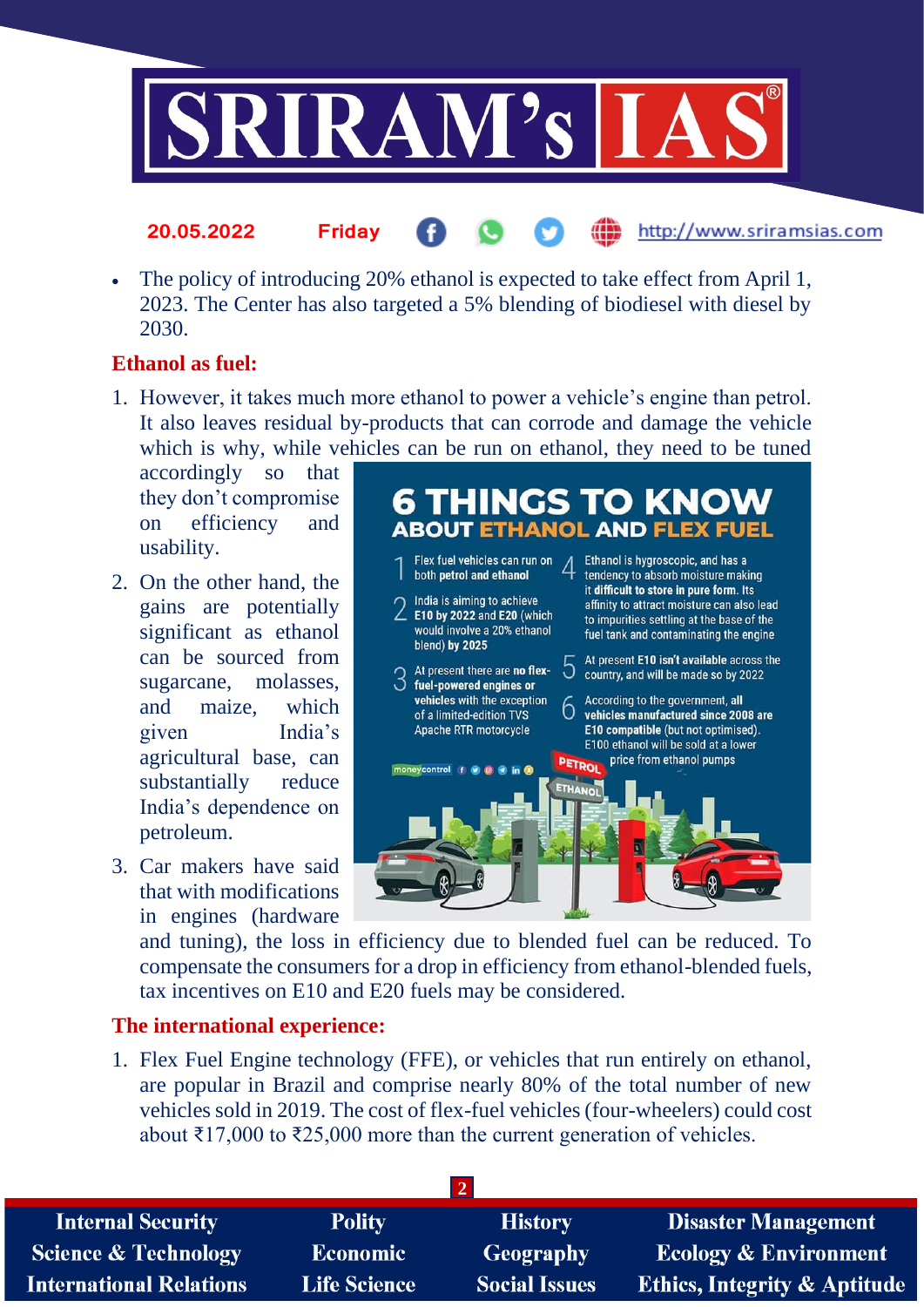- The policy of introducing 20% ethanol is expected to take effect from April 1, 2023. The Center has also targeted a 5% blending of biodiesel with diesel by 2030.

## Ethanol as fuel:

1. However, it takes much more ethanol to power a vehicle's engine than petrol. It also leaves residual by-products that can corrode and damage the vehicle which is why, while vehicles can be run on ethanol, they need to be tuned accordingly so that they don't compromise on efficiency and usability.
2. On the other hand, the gains are potentially significant as ethanol can be sourced from sugarcane, molasses, and maize, which given India's agricultural base, can substantially reduce India's dependence on petroleum.
3. Car makers have said that with modifications in engines (hardware and tuning), the loss in efficiency due to blended fuel can be reduced. To compensate the consumers for a drop in efficiency from ethanol-blended fuels, tax incentives on E10 and E20 fuels may be considered.

### 6 THINGS TO KNOW ABOUT ETHANOL AND FLEX FUEL

1. Flex fuel vehicles can run on both **petrol and ethanol**
2. India is aiming to achieve **E10 by 2022 and E20** (which would involve a 20% ethanol blend) **by 2025**
3. At present there are **no flex-fuel-powered engines or vehicles** with the exception of a limited-edition TVS Apache RTR motorcycle
4. Ethanol is hygroscopic, and has a tendency to absorb moisture making it **difficult to store in pure form**. Its affinity to attract moisture can also lead to impurities settling at the base of the fuel tank and contaminating the engine
5. At present **E10 isn't available** across the country, and will be made so by 2022
6. According to the government, **all vehicles manufactured since 2008 are E10 compatible** (but not optimised). E100 ethanol will be sold at a lower price from ethanol pumps

## The international experience:

1. Flex Fuel Engine technology (FFE), or vehicles that run entirely on ethanol, are popular in Brazil and comprise nearly 80% of the total number of new vehicles sold in 2019. The cost of flex-fuel vehicles (four-wheelers) could cost about ₹17,000 to ₹25,000 more than the current generation of vehicles.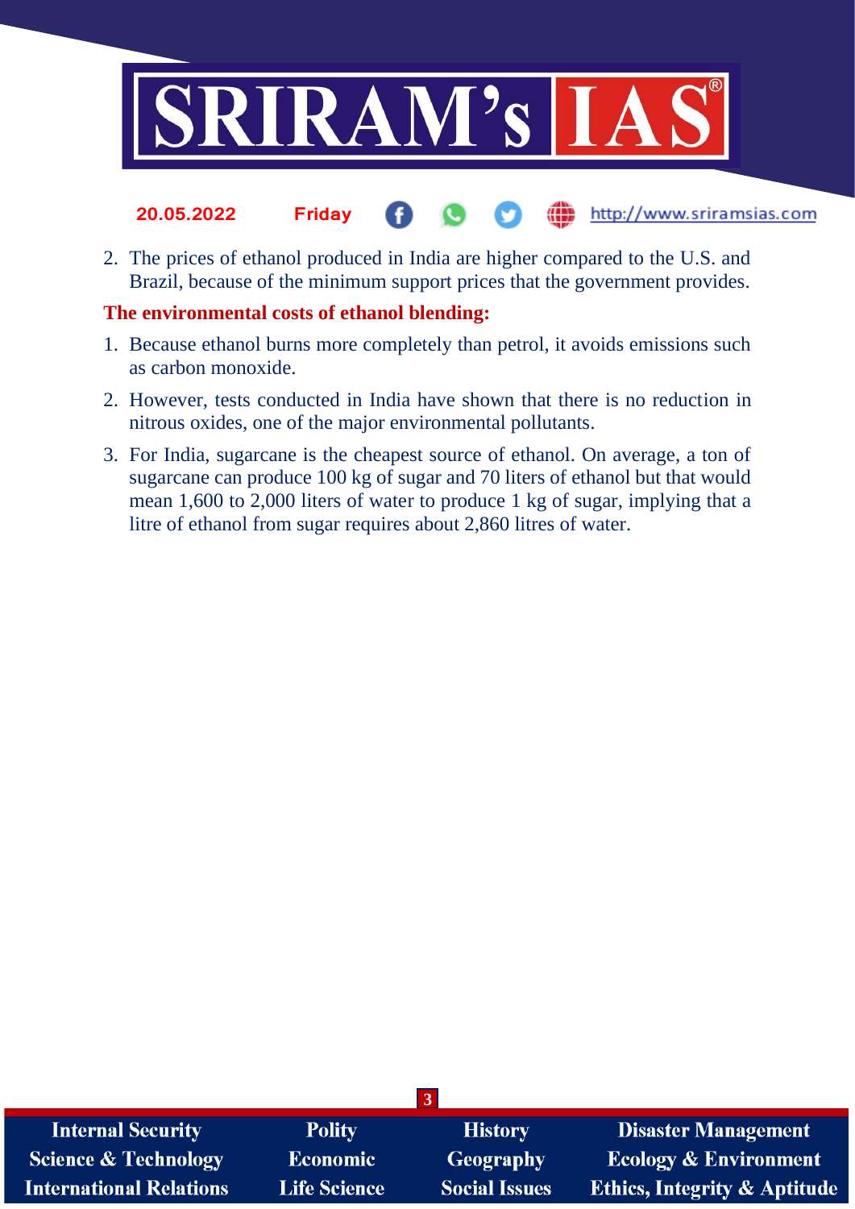2. The prices of ethanol produced in India are higher compared to the U.S. and Brazil, because of the minimum support prices that the government provides.

**The environmental costs of ethanol blending:**

1. Because ethanol burns more completely than petrol, it avoids emissions such as carbon monoxide.
2. However, tests conducted in India have shown that there is no reduction in nitrous oxides, one of the major environmental pollutants.
3. For India, sugarcane is the cheapest source of ethanol. On average, a ton of sugarcane can produce 100 kg of sugar and 70 liters of ethanol but that would mean 1,600 to 2,000 liters of water to produce 1 kg of sugar, implying that a litre of ethanol from sugar requires about 2,860 litres of water.